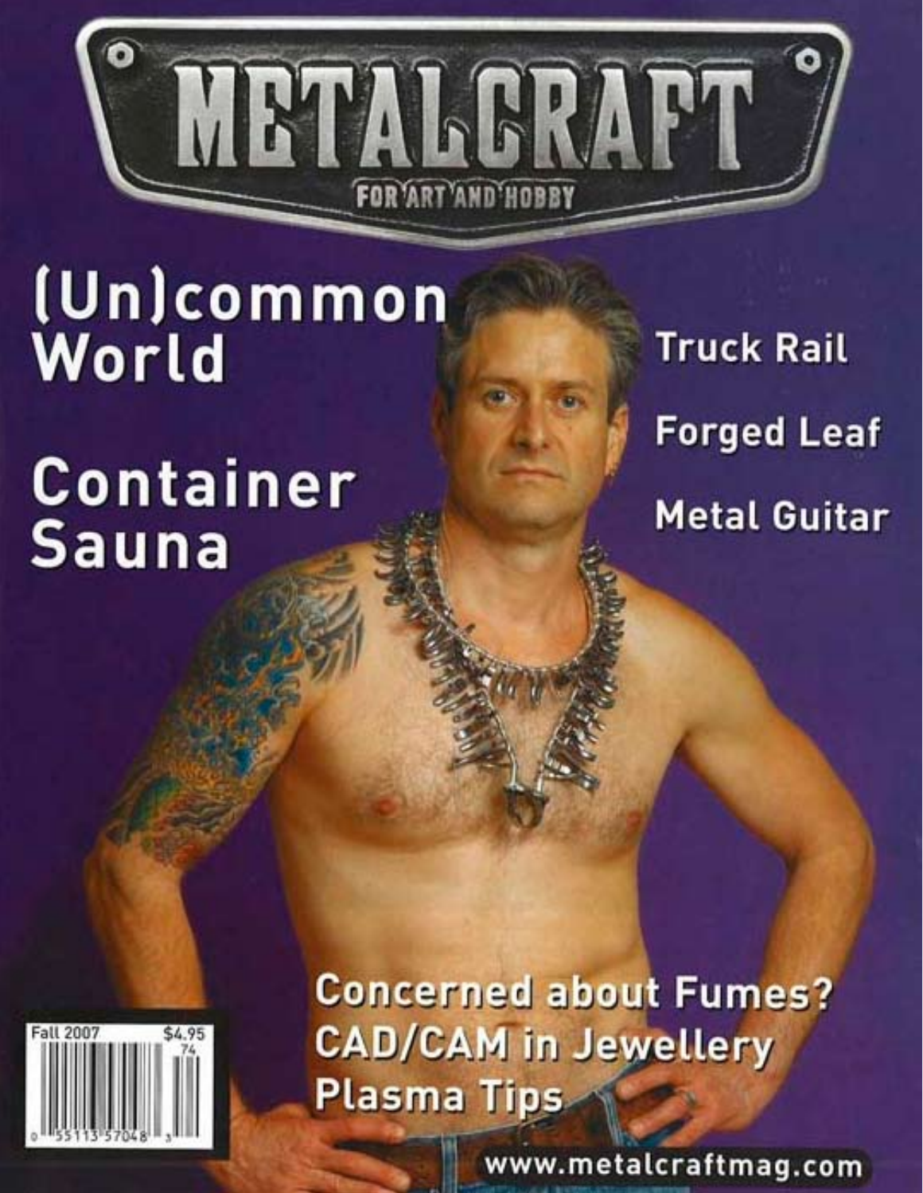# METALCRAFT

FOR ART AND HOBBY

## (Un)common World

## Container Sauna

Truck Rail

Forged Leaf

Metal Guitar

Concerned about Fumes?

CAD/CAM in Jewellery

Plasma Tips

Fall 2007 $4.95

www.metalcraftmag.com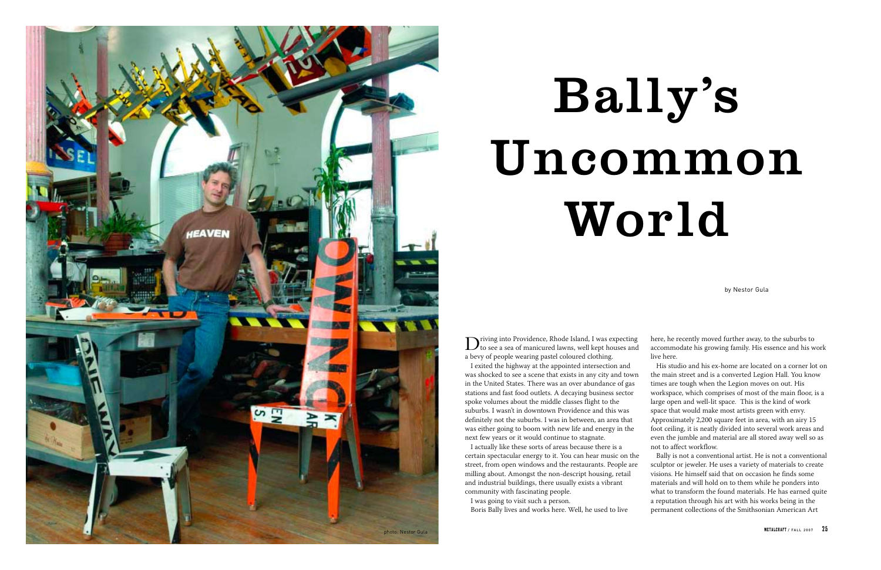# Bally's Uncommon World

by Nestor Gula

photo: Nestor Gula

Driving into Providence, Rhode Island, I was expecting to see a sea of manicured lawns, well kept houses and a bevy of people wearing pastel coloured clothing.

I exited the highway at the appointed intersection and was shocked to see a scene that exists in any city and town in the United States. There was an over abundance of gas stations and fast food outlets. A decaying business sector spoke volumes about the middle classes flight to the suburbs. I wasn't in downtown Providence and this was definitely not the suburbs. I was in between, an area that was either going to boom with new life and energy in the next few years or it would continue to stagnate.

I actually like these sorts of areas because there is a certain spectacular energy to it. You can hear music on the street, from open windows and the restaurants. People are milling about. Amongst the non-descript housing, retail and industrial buildings, there usually exists a vibrant community with fascinating people.

I was going to visit such a person.

Boris Bally lives and works here. Well, he used to live here, he recently moved further away, to the suburbs to accommodate his growing family. His essence and his work live here.

His studio and his ex-home are located on a corner lot on the main street and is a converted Legion Hall. You know times are tough when the Legion moves on out. His workspace, which comprises of most of the main floor, is a large open and well-lit space. This is the kind of work space that would make most artists green with envy. Approximately 2,200 square feet in area, with an airy 15 foot ceiling, it is neatly divided into several work areas and even the jumble and material are all stored away well so as not to affect workflow.

Bally is not a conventional artist. He is not a conventional sculptor or jeweler. He uses a variety of materials to create visions. He himself said that on occasion he finds some materials and will hold on to them while he ponders into what to transform the found materials. He has earned quite a reputation through his art with his works being in the permanent collections of the Smithsonian American Art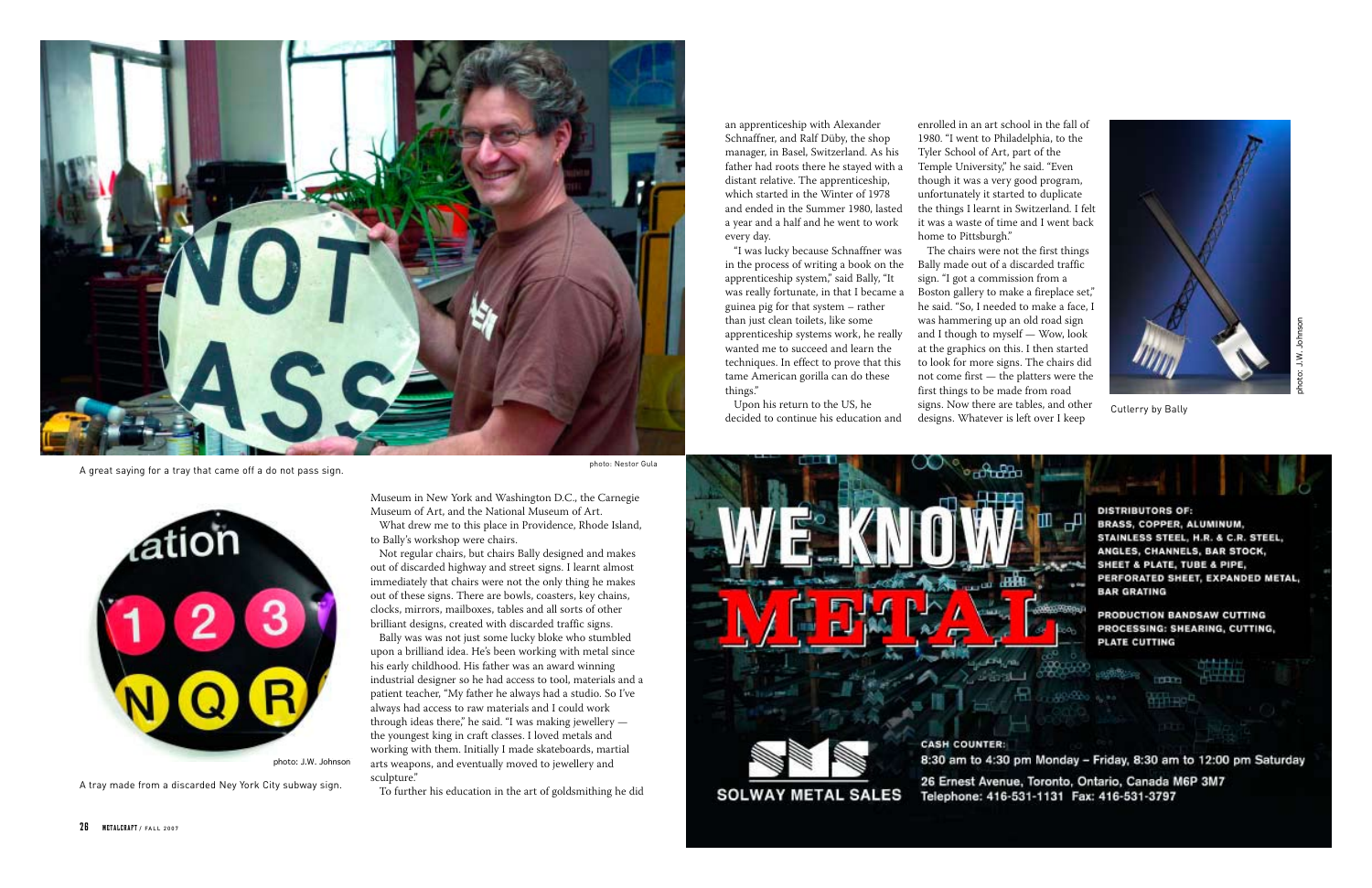A great saying for a tray that came off a do not pass sign.

photo: Nestor Gula

photo: J.W. Johnson

A tray made from a discarded Ney York City subway sign.

Museum in New York and Washington D.C., the Carnegie Museum of Art, and the National Museum of Art.

What drew me to this place in Providence, Rhode Island, to Bally's workshop were chairs.

Not regular chairs, but chairs Bally designed and makes out of discarded highway and street signs. I learnt almost immediately that chairs were not the only thing he makes out of these signs. There are bowls, coasters, key chains, clocks, mirrors, mailboxes, tables and all sorts of other brilliant designs, created with discarded traffic signs.

Bally was was not just some lucky bloke who stumbled upon a brilliand idea. He's been working with metal since his early childhood. His father was an award winning industrial designer so he had access to tool, materials and a patient teacher, "My father he always had a studio. So I've always had access to raw materials and I could work through ideas there," he said. "I was making jewellery — the youngest king in craft classes. I loved metals and working with them. Initially I made skateboards, martial arts weapons, and eventually moved to jewellery and sculpture."

To further his education in the art of goldsmithing he did an apprenticeship with Alexander Schnaffner, and Ralf Düby, the shop manager, in Basel, Switzerland. As his father had roots there he stayed with a distant relative. The apprenticeship, which started in the Winter of 1978 and ended in the Summer 1980, lasted a year and a half and he went to work every day.

"I was lucky because Schnaffner was in the process of writing a book on the apprenticeship system," said Bally, "It was really fortunate, in that I became a guinea pig for that system – rather than just clean toilets, like some apprenticeship systems work, he really wanted me to succeed and learn the techniques. In effect to prove that this tame American gorilla can do these things."

Upon his return to the US, he decided to continue his education and enrolled in an art school in the fall of 1980. "I went to Philadelphia, to the Tyler School of Art, part of the Temple University," he said. "Even though it was a very good program, unfortunately it started to duplicate the things I learnt in Switzerland. I felt it was a waste of time and I went back home to Pittsburgh."

The chairs were not the first things Bally made out of a discarded traffic sign. "I got a commission from a Boston gallery to make a fireplace set," he said. "So, I needed to make a face, I was hammering up an old road sign and I though to myself — Wow, look at the graphics on this. I then started to look for more signs. The chairs did not come first — the platters were the first things to be made from road signs. Now there are tables, and other designs. Whatever is left over I keep

Cutlerry by Bally

photo: J.W. Johnson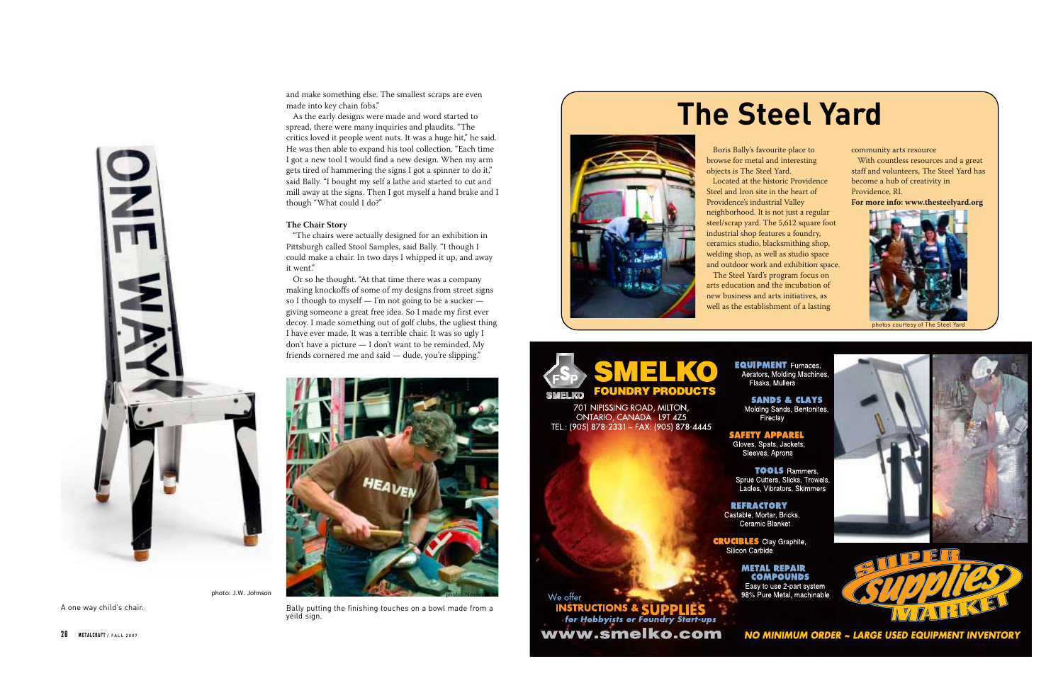and make something else. The smallest scraps are even made into key chain fobs."

As the early designs were made and word started to spread, there were many inquiries and plaudits. "The critics loved it people went nuts. It was a huge hit," he said. He was then able to expand his tool collection. "Each time I got a new tool I would find a new design. When my arm gets tired of hammering the signs I got a spinner to do it," said Bally. "I bought my self a lathe and started to cut and mill away at the signs. Then I got myself a hand brake and I though "What could I do?"

### The Chair Story

"The chairs were actually designed for an exhibition in Pittsburgh called Stool Samples, said Bally. "I though I could make a chair. In two days I whipped it up, and away it went."

Or so he thought. "At that time there was a company making knockoffs of some of my designs from street signs so I though to myself — I'm not going to be a sucker — giving someone a great free idea. So I made my first ever decoy. I made something out of golf clubs, the ugliest thing I have ever made. It was a terrible chair. It was so ugly I don't have a picture — I don't want to be reminded. My friends cornered me and said — dude, you're slipping."

photo: J.W. Johnson

A one way child's chair.

Bally putting the finishing touches on a bowl made from a yeild sign.

## The Steel Yard

Boris Bally's favourite place to browse for metal and interesting objects is The Steel Yard.

Located at the historic Providence Steel and Iron site in the heart of Providence's industrial Valley neighborhood. It is not just a regular steel/scrap yard. The 5,612 square foot industrial shop features a foundry, ceramics studio, blacksmithing shop, welding shop, as well as studio space and outdoor work and exhibition space.

The Steel Yard's program focus on arts education and the incubation of new business and arts initiatives, as well as the establishment of a lasting community arts resource

With countless resources and a great staff and volunteers, The Steel Yard has become a hub of creativity in Providence, RI.

**For more info: www.thesteelyard.org**

photos courtesy of The Steel Yard

**SMELKO FOUNDRY PRODUCTS**

701 NIPISSING ROAD, MILTON, ONTARIO, CANADA L9T 4Z5
TEL.: (905) 878-2331 ~ FAX: (905) 878-4445

**EQUIPMENT** Furnaces, Aerators, Molding Machines, Flasks, Mullers

**SANDS & CLAYS** Molding Sands, Bentonites, Fireclay

**SAFETY APPAREL** Gloves, Spats, Jackets, Sleeves, Aprons

**TOOLS** Rammers, Sprue Cutters, Slicks, Trowels, Ladles, Vibrators, Skimmers

**REFRACTORY** Castable, Mortar, Bricks, Ceramic Blanket

**CRUCIBLES** Clay Graphite, Silicon Carbide

**METAL REPAIR COMPOUNDS** Easy to use 2-part system 98% Pure Metal, machinable

We offer **INSTRUCTIONS & SUPPLIES** *for Hobbyists or Foundry Start-ups*

**www.smelko.com**

SUPER SUPPLIES MARKET

*NO MINIMUM ORDER ~ LARGE USED EQUIPMENT INVENTORY*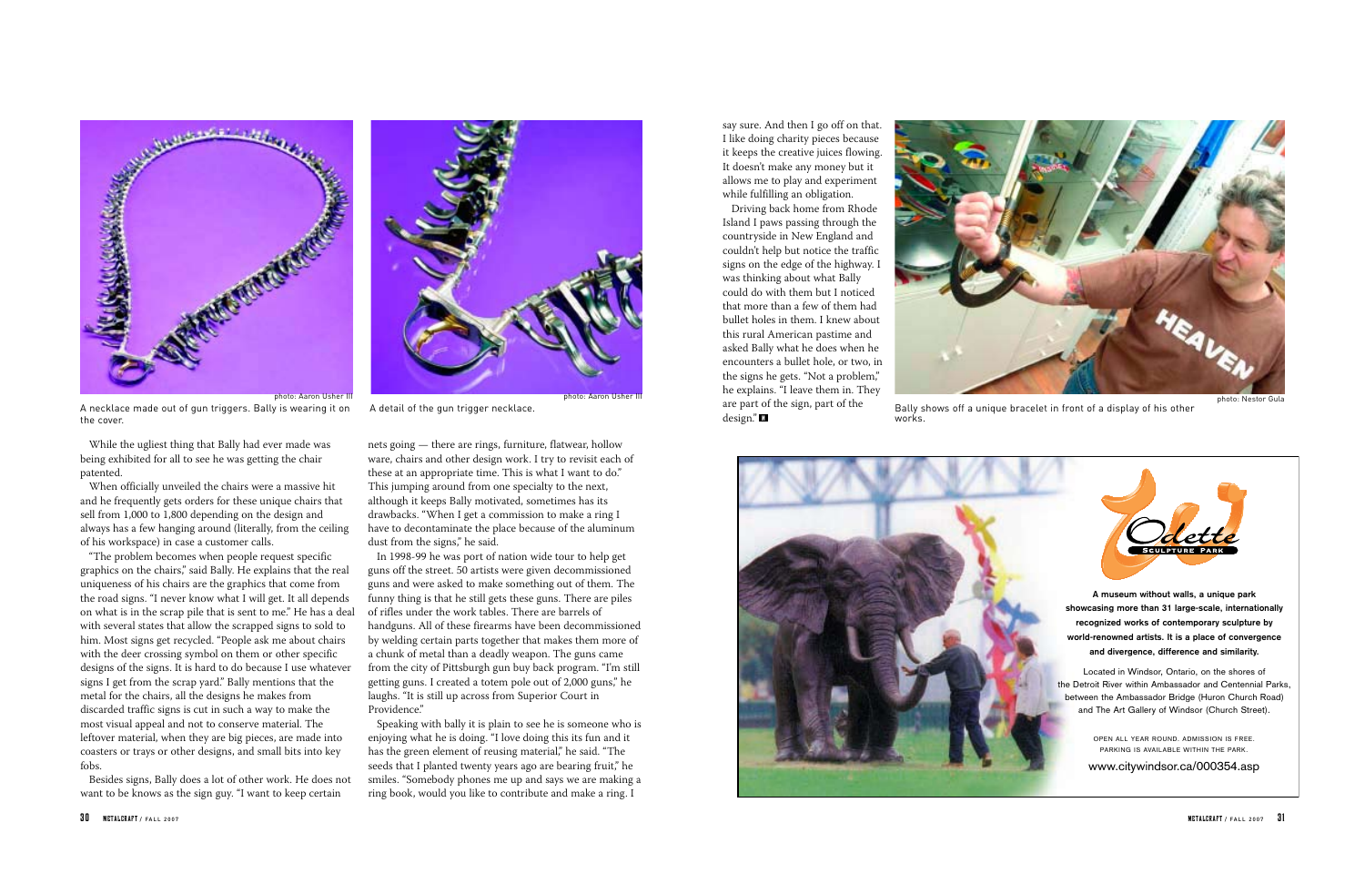A necklace made out of gun triggers. Bally is wearing it on the cover.

photo: Aaron Usher III

A detail of the gun trigger necklace.

photo: Aaron Usher III

While the ugliest thing that Bally had ever made was being exhibited for all to see he was getting the chair patented.

When officially unveiled the chairs were a massive hit and he frequently gets orders for these unique chairs that sell from 1,000 to 1,800 depending on the design and always has a few hanging around (literally, from the ceiling of his workspace) in case a customer calls.

"The problem becomes when people request specific graphics on the chairs," said Bally. He explains that the real uniqueness of his chairs are the graphics that come from the road signs. "I never know what I will get. It all depends on what is in the scrap pile that is sent to me." He has a deal with several states that allow the scrapped signs to sold to him. Most signs get recycled. "People ask me about chairs with the deer crossing symbol on them or other specific designs of the signs. It is hard to do because I use whatever signs I get from the scrap yard." Bally mentions that the metal for the chairs, all the designs he makes from discarded traffic signs is cut in such a way to make the most visual appeal and not to conserve material. The leftover material, when they are big pieces, are made into coasters or trays or other designs, and small bits into key fobs.

Besides signs, Bally does a lot of other work. He does not want to be knows as the sign guy. "I want to keep certain nets going — there are rings, furniture, flatwear, hollow ware, chairs and other design work. I try to revisit each of these at an appropriate time. This is what I want to do." This jumping around from one specialty to the next, although it keeps Bally motivated, sometimes has its drawbacks. "When I get a commission to make a ring I have to decontaminate the place because of the aluminum dust from the signs," he said.

In 1998-99 he was port of nation wide tour to help get guns off the street. 50 artists were given decommissioned guns and were asked to make something out of them. The funny thing is that he still gets these guns. There are piles of rifles under the work tables. There are barrels of handguns. All of these firearms have been decommissioned by welding certain parts together that makes them more of a chunk of metal than a deadly weapon. The guns came from the city of Pittsburgh gun buy back program. "I'm still getting guns. I created a totem pole out of 2,000 guns," he laughs. "It is still up across from Superior Court in Providence."

Speaking with bally it is plain to see he is someone who is enjoying what he is doing. "I love doing this its fun and it has the green element of reusing material," he said. "The seeds that I planted twenty years ago are bearing fruit," he smiles. "Somebody phones me up and says we are making a ring book, would you like to contribute and make a ring. I say sure. And then I go off on that. I like doing charity pieces because it keeps the creative juices flowing. It doesn't make any money but it allows me to play and experiment while fulfilling an obligation.

Driving back home from Rhode Island I paws passing through the countryside in New England and couldn't help but notice the traffic signs on the edge of the highway. I was thinking about what Bally could do with them but I noticed that more than a few of them had bullet holes in them. I knew about this rural American pastime and asked Bally what he does when he encounters a bullet hole, or two, in the signs he gets. "Not a problem," he explains. "I leave them in. They are part of the sign, part of the design." ■

Bally shows off a unique bracelet in front of a display of his other works.

photo: Nestor Gula

Odette Sculpture Park

**A museum without walls, a unique park showcasing more than 31 large-scale, internationally recognized works of contemporary sculpture by world-renowned artists. It is a place of convergence and divergence, difference and similarity.**

Located in Windsor, Ontario, on the shores of the Detroit River within Ambassador and Centennial Parks, between the Ambassador Bridge (Huron Church Road) and The Art Gallery of Windsor (Church Street).

OPEN ALL YEAR ROUND. ADMISSION IS FREE. PARKING IS AVAILABLE WITHIN THE PARK.

www.citywindsor.ca/000354.asp